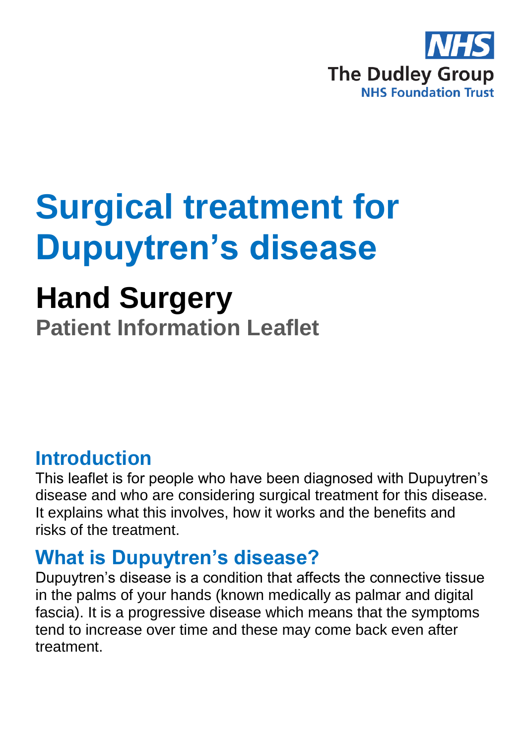NHS
The Dudley Group
NHS Foundation Trust

# Surgical treatment for Dupuytren's disease

## Hand Surgery

### Patient Information Leaflet

## Introduction

This leaflet is for people who have been diagnosed with Dupuytren's disease and who are considering surgical treatment for this disease. It explains what this involves, how it works and the benefits and risks of the treatment.

## What is Dupuytren's disease?

Dupuytren's disease is a condition that affects the connective tissue in the palms of your hands (known medically as palmar and digital fascia). It is a progressive disease which means that the symptoms tend to increase over time and these may come back even after treatment.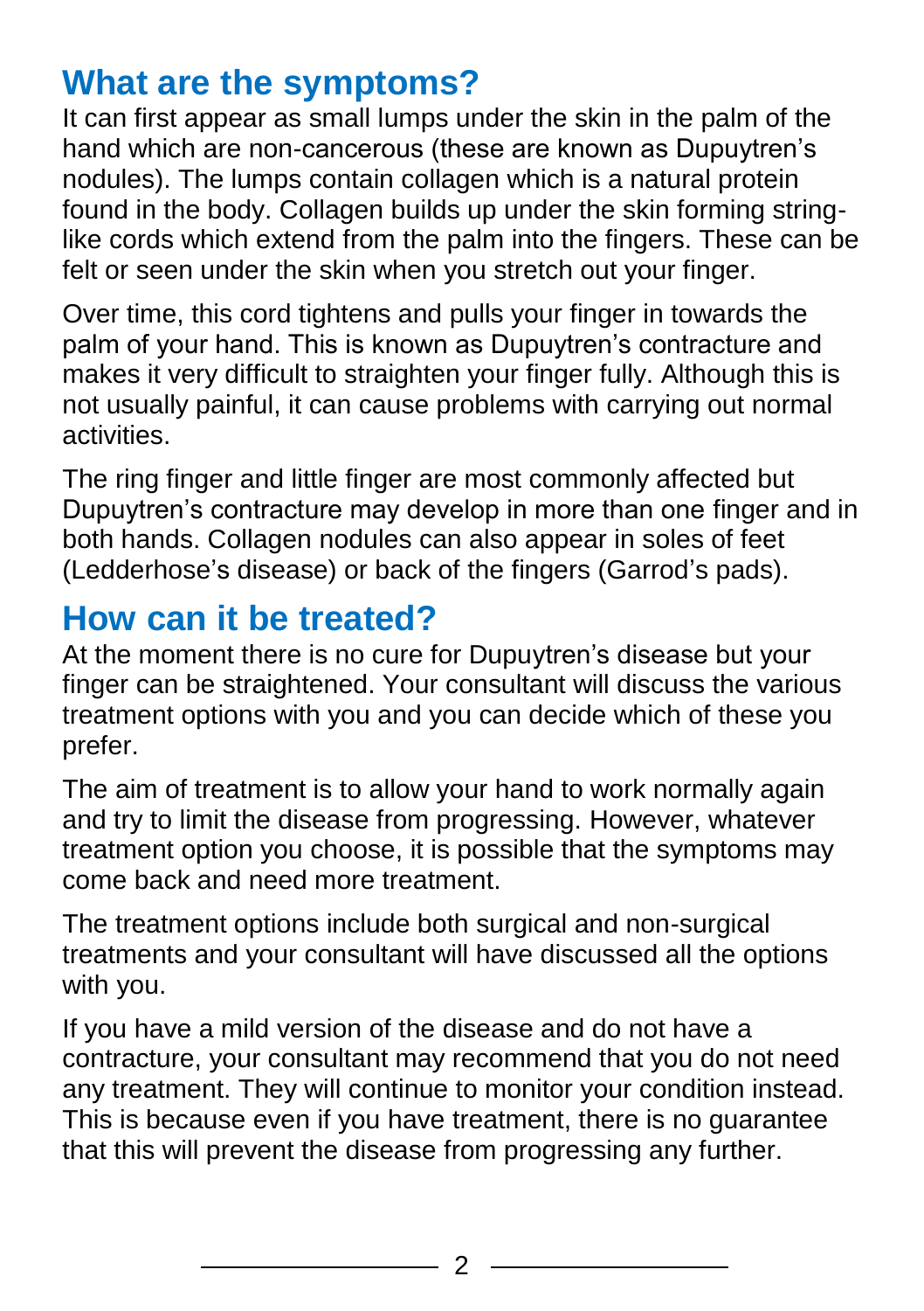## What are the symptoms?

It can first appear as small lumps under the skin in the palm of the hand which are non-cancerous (these are known as Dupuytren's nodules). The lumps contain collagen which is a natural protein found in the body. Collagen builds up under the skin forming string-like cords which extend from the palm into the fingers. These can be felt or seen under the skin when you stretch out your finger.

Over time, this cord tightens and pulls your finger in towards the palm of your hand. This is known as Dupuytren's contracture and makes it very difficult to straighten your finger fully. Although this is not usually painful, it can cause problems with carrying out normal activities.

The ring finger and little finger are most commonly affected but Dupuytren's contracture may develop in more than one finger and in both hands. Collagen nodules can also appear in soles of feet (Ledderhose's disease) or back of the fingers (Garrod's pads).

## How can it be treated?

At the moment there is no cure for Dupuytren's disease but your finger can be straightened. Your consultant will discuss the various treatment options with you and you can decide which of these you prefer.

The aim of treatment is to allow your hand to work normally again and try to limit the disease from progressing. However, whatever treatment option you choose, it is possible that the symptoms may come back and need more treatment.

The treatment options include both surgical and non-surgical treatments and your consultant will have discussed all the options with you.

If you have a mild version of the disease and do not have a contracture, your consultant may recommend that you do not need any treatment. They will continue to monitor your condition instead. This is because even if you have treatment, there is no guarantee that this will prevent the disease from progressing any further.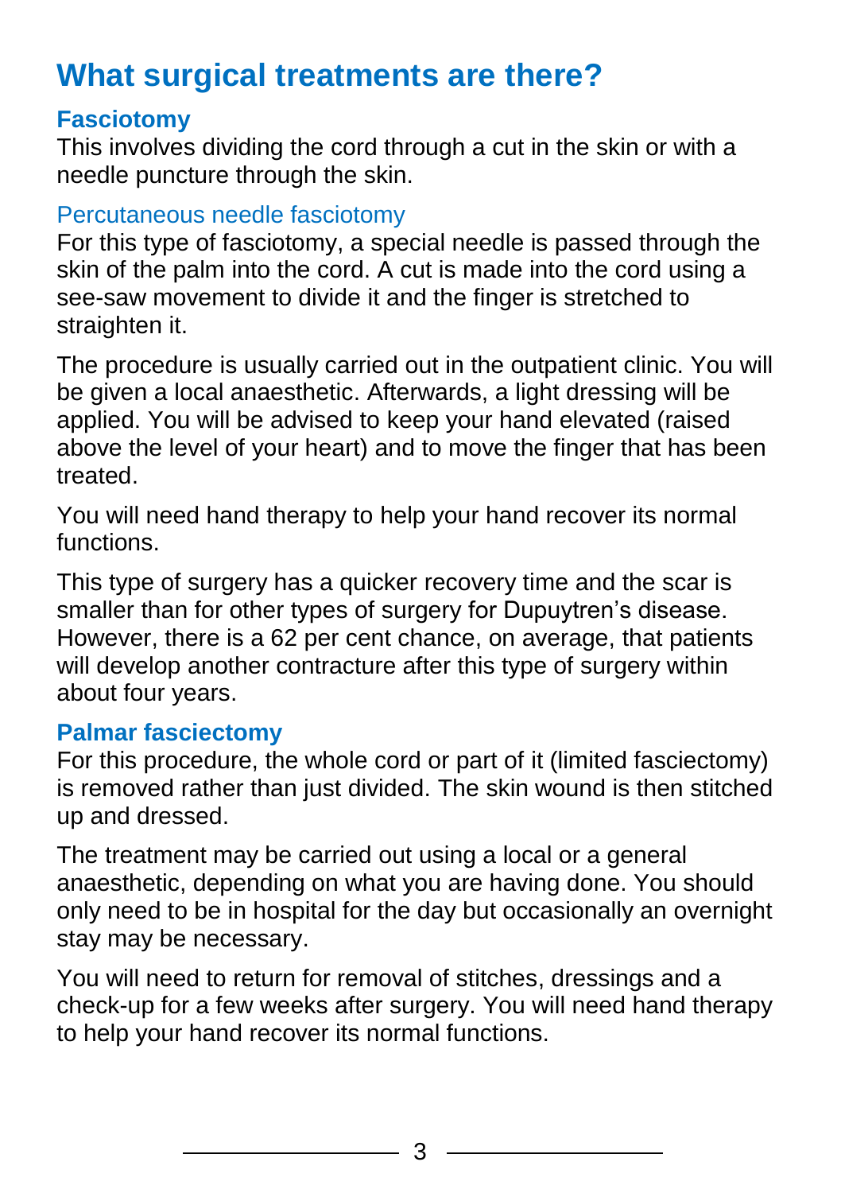## What surgical treatments are there?

### Fasciotomy

This involves dividing the cord through a cut in the skin or with a needle puncture through the skin.

#### Percutaneous needle fasciotomy

For this type of fasciotomy, a special needle is passed through the skin of the palm into the cord. A cut is made into the cord using a see-saw movement to divide it and the finger is stretched to straighten it.

The procedure is usually carried out in the outpatient clinic. You will be given a local anaesthetic. Afterwards, a light dressing will be applied. You will be advised to keep your hand elevated (raised above the level of your heart) and to move the finger that has been treated.

You will need hand therapy to help your hand recover its normal functions.

This type of surgery has a quicker recovery time and the scar is smaller than for other types of surgery for Dupuytren's disease. However, there is a 62 per cent chance, on average, that patients will develop another contracture after this type of surgery within about four years.

### Palmar fasciectomy

For this procedure, the whole cord or part of it (limited fasciectomy) is removed rather than just divided. The skin wound is then stitched up and dressed.

The treatment may be carried out using a local or a general anaesthetic, depending on what you are having done. You should only need to be in hospital for the day but occasionally an overnight stay may be necessary.

You will need to return for removal of stitches, dressings and a check-up for a few weeks after surgery. You will need hand therapy to help your hand recover its normal functions.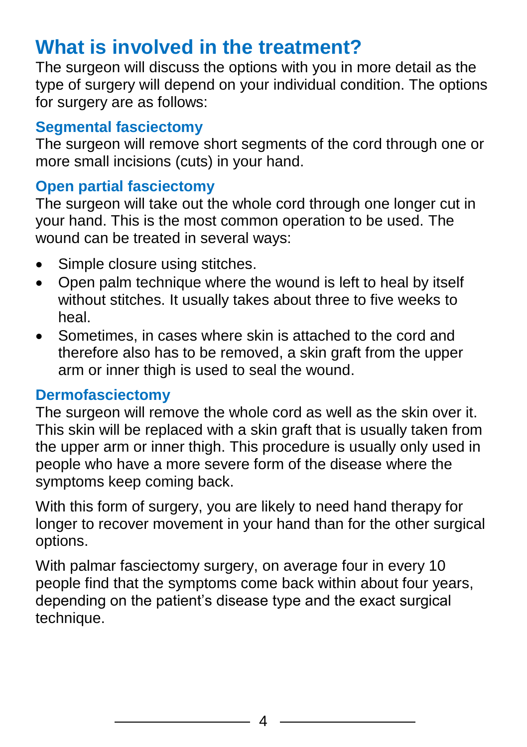## What is involved in the treatment?

The surgeon will discuss the options with you in more detail as the type of surgery will depend on your individual condition. The options for surgery are as follows:

### Segmental fasciectomy

The surgeon will remove short segments of the cord through one or more small incisions (cuts) in your hand.

### Open partial fasciectomy

The surgeon will take out the whole cord through one longer cut in your hand. This is the most common operation to be used. The wound can be treated in several ways:

- Simple closure using stitches.
- Open palm technique where the wound is left to heal by itself without stitches. It usually takes about three to five weeks to heal.
- Sometimes, in cases where skin is attached to the cord and therefore also has to be removed, a skin graft from the upper arm or inner thigh is used to seal the wound.

### Dermofasciectomy

The surgeon will remove the whole cord as well as the skin over it. This skin will be replaced with a skin graft that is usually taken from the upper arm or inner thigh. This procedure is usually only used in people who have a more severe form of the disease where the symptoms keep coming back.

With this form of surgery, you are likely to need hand therapy for longer to recover movement in your hand than for the other surgical options.

With palmar fasciectomy surgery, on average four in every 10 people find that the symptoms come back within about four years, depending on the patient's disease type and the exact surgical technique.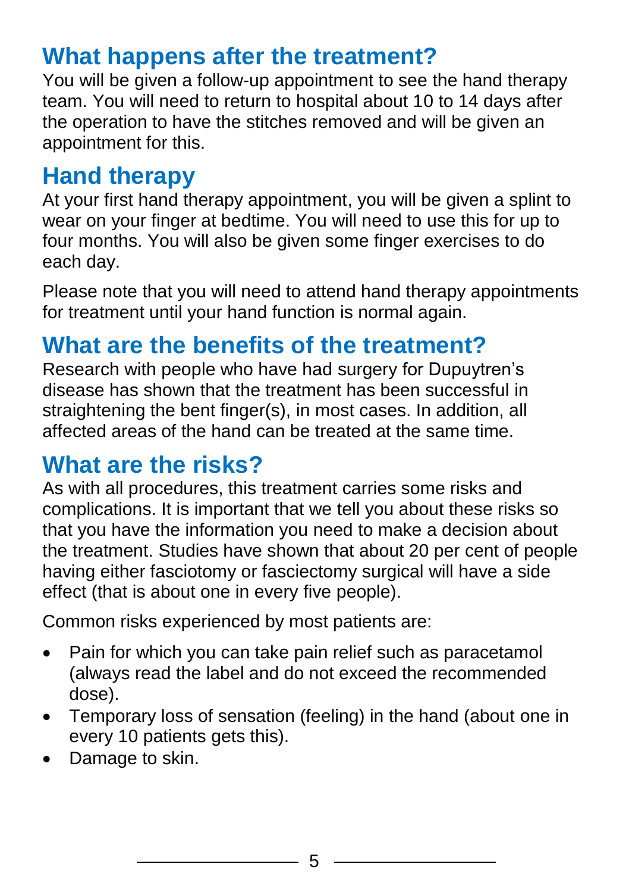## What happens after the treatment?

You will be given a follow-up appointment to see the hand therapy team. You will need to return to hospital about 10 to 14 days after the operation to have the stitches removed and will be given an appointment for this.

## Hand therapy

At your first hand therapy appointment, you will be given a splint to wear on your finger at bedtime. You will need to use this for up to four months. You will also be given some finger exercises to do each day.

Please note that you will need to attend hand therapy appointments for treatment until your hand function is normal again.

## What are the benefits of the treatment?

Research with people who have had surgery for Dupuytren's disease has shown that the treatment has been successful in straightening the bent finger(s), in most cases. In addition, all affected areas of the hand can be treated at the same time.

## What are the risks?

As with all procedures, this treatment carries some risks and complications. It is important that we tell you about these risks so that you have the information you need to make a decision about the treatment. Studies have shown that about 20 per cent of people having either fasciotomy or fasciectomy surgical will have a side effect (that is about one in every five people).

Common risks experienced by most patients are:

- Pain for which you can take pain relief such as paracetamol (always read the label and do not exceed the recommended dose).
- Temporary loss of sensation (feeling) in the hand (about one in every 10 patients gets this).
- Damage to skin.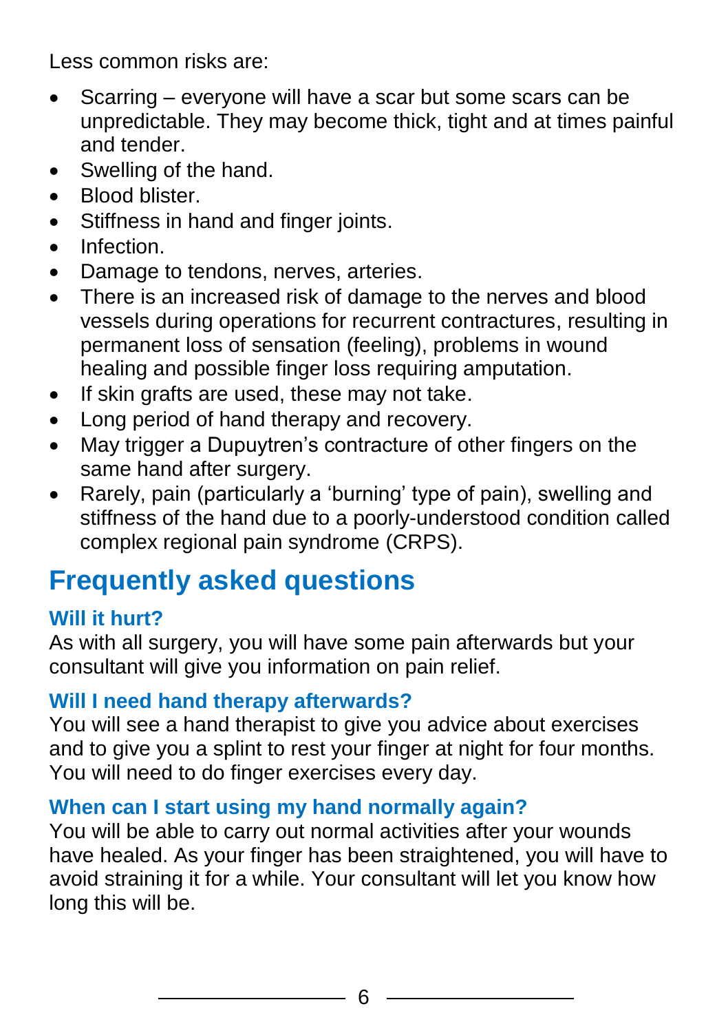Less common risks are:

- Scarring – everyone will have a scar but some scars can be unpredictable. They may become thick, tight and at times painful and tender.
- Swelling of the hand.
- Blood blister.
- Stiffness in hand and finger joints.
- Infection.
- Damage to tendons, nerves, arteries.
- There is an increased risk of damage to the nerves and blood vessels during operations for recurrent contractures, resulting in permanent loss of sensation (feeling), problems in wound healing and possible finger loss requiring amputation.
- If skin grafts are used, these may not take.
- Long period of hand therapy and recovery.
- May trigger a Dupuytren's contracture of other fingers on the same hand after surgery.
- Rarely, pain (particularly a 'burning' type of pain), swelling and stiffness of the hand due to a poorly-understood condition called complex regional pain syndrome (CRPS).

## Frequently asked questions

### Will it hurt?

As with all surgery, you will have some pain afterwards but your consultant will give you information on pain relief.

### Will I need hand therapy afterwards?

You will see a hand therapist to give you advice about exercises and to give you a splint to rest your finger at night for four months. You will need to do finger exercises every day.

### When can I start using my hand normally again?

You will be able to carry out normal activities after your wounds have healed. As your finger has been straightened, you will have to avoid straining it for a while. Your consultant will let you know how long this will be.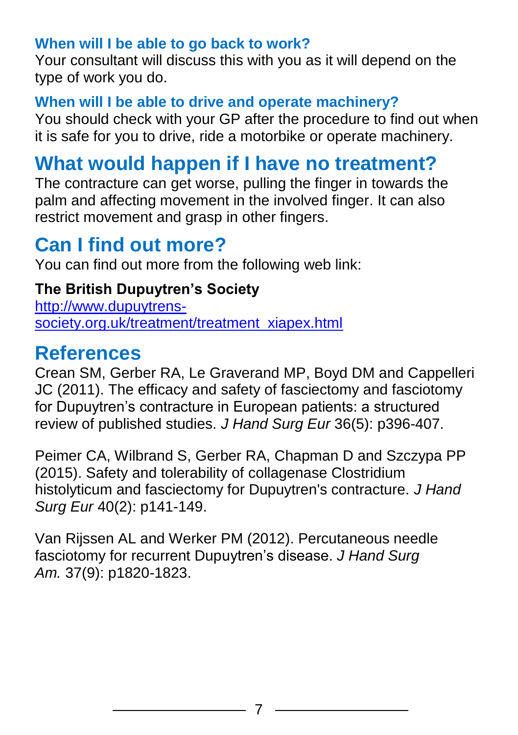### When will I be able to go back to work?

Your consultant will discuss this with you as it will depend on the type of work you do.

### When will I be able to drive and operate machinery?

You should check with your GP after the procedure to find out when it is safe for you to drive, ride a motorbike or operate machinery.

## What would happen if I have no treatment?

The contracture can get worse, pulling the finger in towards the palm and affecting movement in the involved finger. It can also restrict movement and grasp in other fingers.

## Can I find out more?

You can find out more from the following web link:

**The British Dupuytren's Society**
[http://www.dupuytrens-society.org.uk/treatment/treatment_xiapex.html](http://www.dupuytrens-society.org.uk/treatment/treatment_xiapex.html)

## References

Crean SM, Gerber RA, Le Graverand MP, Boyd DM and Cappelleri JC (2011). The efficacy and safety of fasciectomy and fasciotomy for Dupuytren's contracture in European patients: a structured review of published studies. *J Hand Surg Eur* 36(5): p396-407.

Peimer CA, Wilbrand S, Gerber RA, Chapman D and Szczypa PP (2015). Safety and tolerability of collagenase Clostridium histolyticum and fasciectomy for Dupuytren's contracture. *J Hand Surg Eur* 40(2): p141-149.

Van Rijssen AL and Werker PM (2012). Percutaneous needle fasciotomy for recurrent Dupuytren's disease. *J Hand Surg Am.* 37(9): p1820-1823.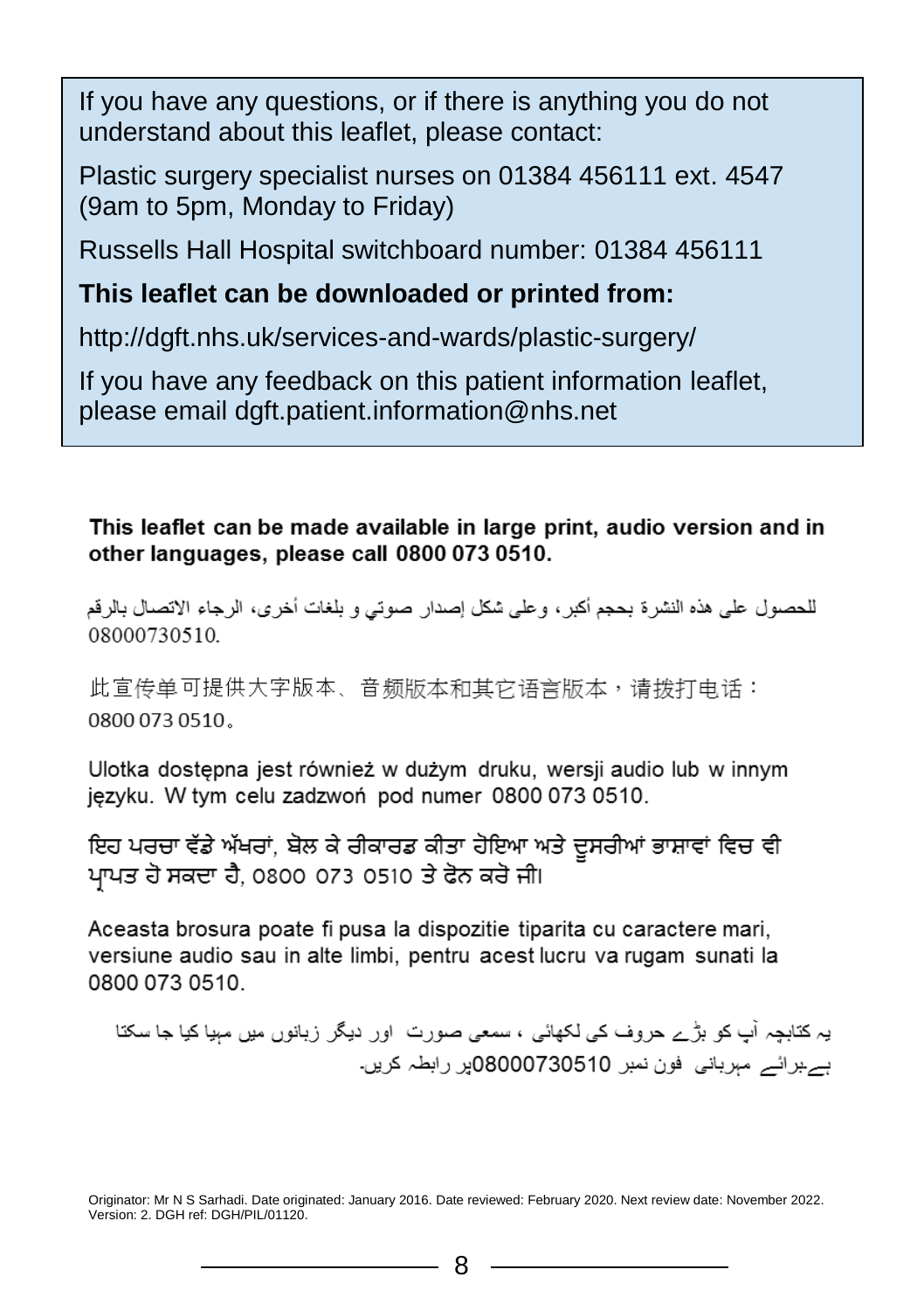If you have any questions, or if there is anything you do not understand about this leaflet, please contact:

Plastic surgery specialist nurses on 01384 456111 ext. 4547 (9am to 5pm, Monday to Friday)

Russells Hall Hospital switchboard number: 01384 456111

**This leaflet can be downloaded or printed from:**

http://dgft.nhs.uk/services-and-wards/plastic-surgery/

If you have any feedback on this patient information leaflet, please email dgft.patient.information@nhs.net

**This leaflet can be made available in large print, audio version and in other languages, please call 0800 073 0510.**

للحصول على هذه النشرة بحجم أكبر، وعلى شكل إصدار صوتي و بلغات أخرى، الرجاء الاتصال بالرقم 08000730510.

此宣传单可提供大字版本、音频版本和其它语言版本，请拨打电话：0800 073 0510。

Ulotka dostępna jest również w dużym druku, wersji audio lub w innym języku. W tym celu zadzwoń pod numer 0800 073 0510.

ਇਹ ਪਰਚਾ ਵੱਡੇ ਅੱਖਰਾਂ, ਬੋਲ ਕੇ ਰੀਕਾਰਡ ਕੀਤਾ ਹੋਇਆ ਅਤੇ ਦੂਸਰੀਆਂ ਭਾਸ਼ਾਵਾਂ ਵਿਚ ਵੀ ਪ੍ਰਾਪਤ ਹੋ ਸਕਦਾ ਹੈ, 0800 073 0510 ਤੇ ਫੋਨ ਕਰੋ ਜੀ।

Aceasta brosura poate fi pusa la dispozitie tiparita cu caractere mari, versiune audio sau in alte limbi, pentru acest lucru va rugam sunati la 0800 073 0510.

یہ کتابچہ آپ کو بڑے حروف کی لکھائی ، سمعی صورت اور دیگر زبانوں میں مہیا کیا جا سکتا ہے۔برائے مہربانی فون نمبر 08000730510پر رابطہ کریں۔

Originator: Mr N S Sarhadi. Date originated: January 2016. Date reviewed: February 2020. Next review date: November 2022. Version: 2. DGH ref: DGH/PIL/01120.